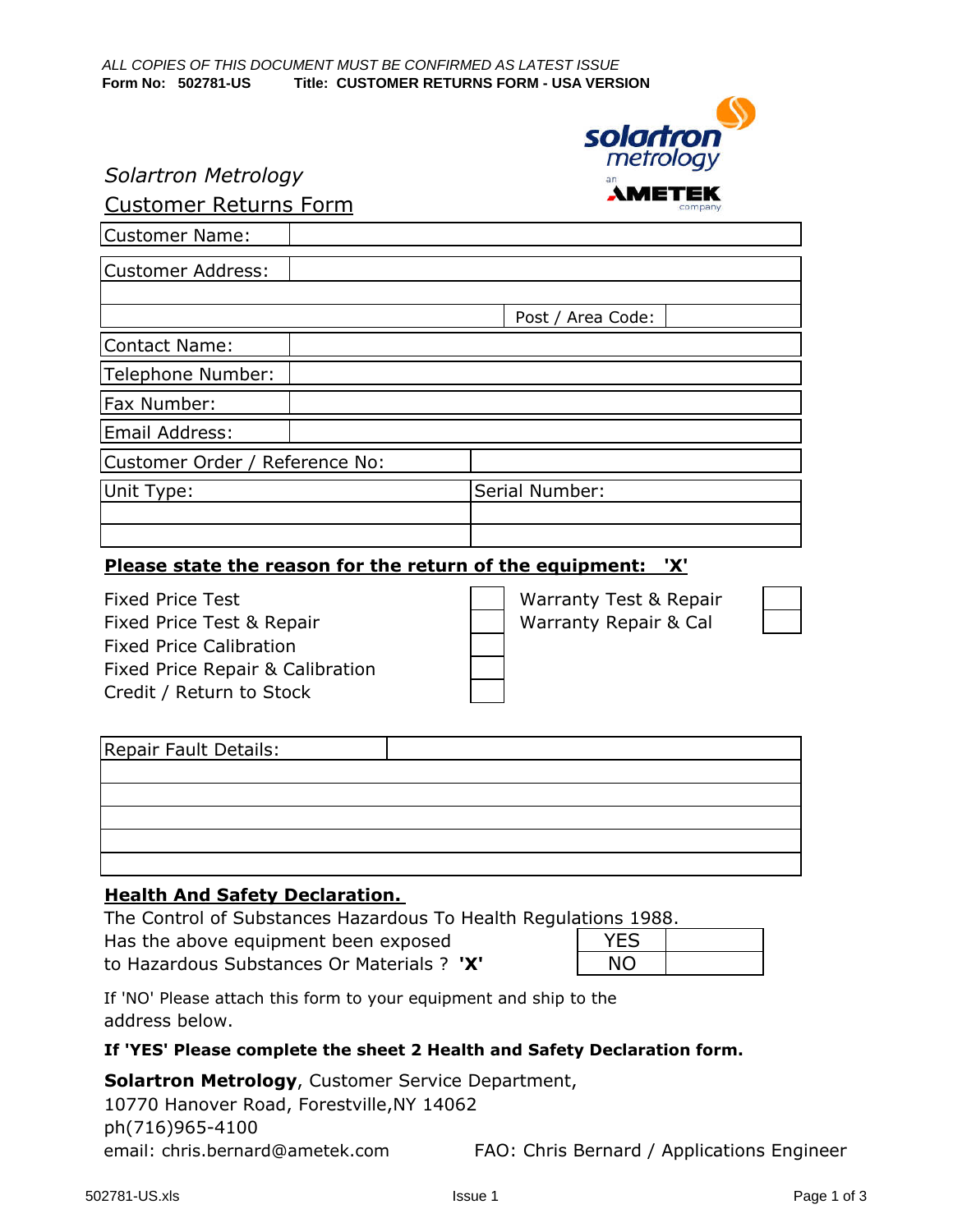*ALL COPIES OF THIS DOCUMENT MUST BE CONFIRMED AS LATEST ISSUE*

**Form No: 502781-US    Title: CUSTOMER RETURNS FORM - USA VERSION**

*Solartron Metrology*

## Customer Returns Form

| Customer Name: | | | |
|---|---|---|---|
| Customer Address: | | | |
| | | | |
| | | Post / Area Code: | |
| Contact Name: | | | |
| Telephone Number: | | | |
| Fax Number: | | | |
| Email Address: | | | |
| Customer Order / Reference No: | | | |
| Unit Type: | | Serial Number: | |
| | | | |
| | | | |

**Please state the reason for the return of the equipment: 'X'**

| | | | |
|---|---|---|---|
| Fixed Price Test | | Warranty Test & Repair | |
| Fixed Price Test & Repair | | Warranty Repair & Cal | |
| Fixed Price Calibration | | | |
| Fixed Price Repair & Calibration | | | |
| Credit / Return to Stock | | | |

| Repair Fault Details: | |
|---|---|
| | |
| | |
| | |
| | |
| | |

**Health And Safety Declaration.**

The Control of Substances Hazardous To Health Regulations 1988.

Has the above equipment been exposed to Hazardous Substances Or Materials ? **'X'**

| | |
|---|---|
| YES | |
| NO | |

If 'NO' Please attach this form to your equipment and ship to the address below.

**If 'YES' Please complete the sheet 2 Health and Safety Declaration form.**

**Solartron Metrology**, Customer Service Department,
10770 Hanover Road, Forestville,NY 14062
ph(716)965-4100
email: chris.bernard@ametek.com

FAO: Chris Bernard / Applications Engineer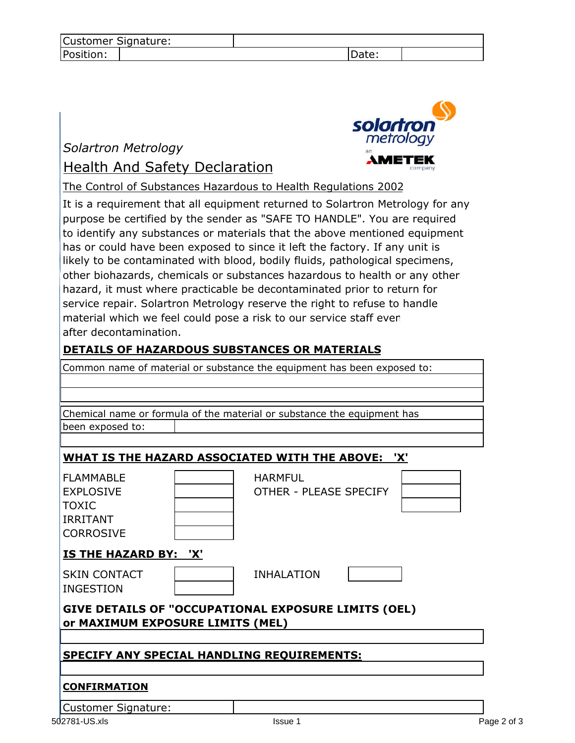| Customer Signature: | | | |
|---|---|---|---|
| Position: | | Date: | |

*Solartron Metrology*

# Health And Safety Declaration

The Control of Substances Hazardous to Health Regulations 2002

It is a requirement that all equipment returned to Solartron Metrology for any purpose be certified by the sender as "SAFE TO HANDLE". You are required to identify any substances or materials that the above mentioned equipment has or could have been exposed to since it left the factory. If any unit is likely to be contaminated with blood, bodily fluids, pathological specimens, other biohazards, chemicals or substances hazardous to health or any other hazard, it must where practicable be decontaminated prior to return for service repair. Solartron Metrology reserve the right to refuse to handle material which we feel could pose a risk to our service staff even after decontamination.

## DETAILS OF HAZARDOUS SUBSTANCES OR MATERIALS

| Common name of material or substance the equipment has been exposed to: |
|---|
| |
| |

| Chemical name or formula of the material or substance the equipment has been exposed to: | |
|---|---|
| | |

## WHAT IS THE HAZARD ASSOCIATED WITH THE ABOVE: 'X'

| | | | |
|---|---|---|---|
| FLAMMABLE | | HARMFUL | |
| EXPLOSIVE | | OTHER - PLEASE SPECIFY | |
| TOXIC | | | |
| IRRITANT | | | |
| CORROSIVE | | | |

## IS THE HAZARD BY: 'X'

| | | | |
|---|---|---|---|
| SKIN CONTACT | | INHALATION | |
| INGESTION | | | |

## GIVE DETAILS OF "OCCUPATIONAL EXPOSURE LIMITS (OEL) or MAXIMUM EXPOSURE LIMITS (MEL)

| |
|---|
| |

## SPECIFY ANY SPECIAL HANDLING REQUIREMENTS:

| |
|---|
| |

## CONFIRMATION

| Customer Signature: | |
|---|---|

502781-US.xls — Issue 1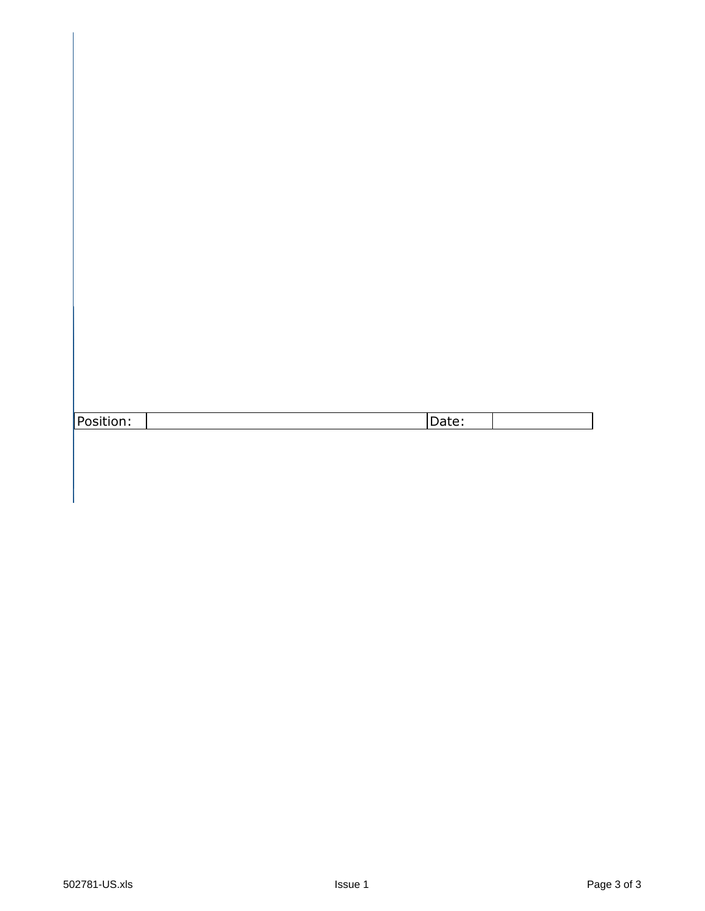| | | | |
|---|---|---|---|
| Position: | | Date: | |